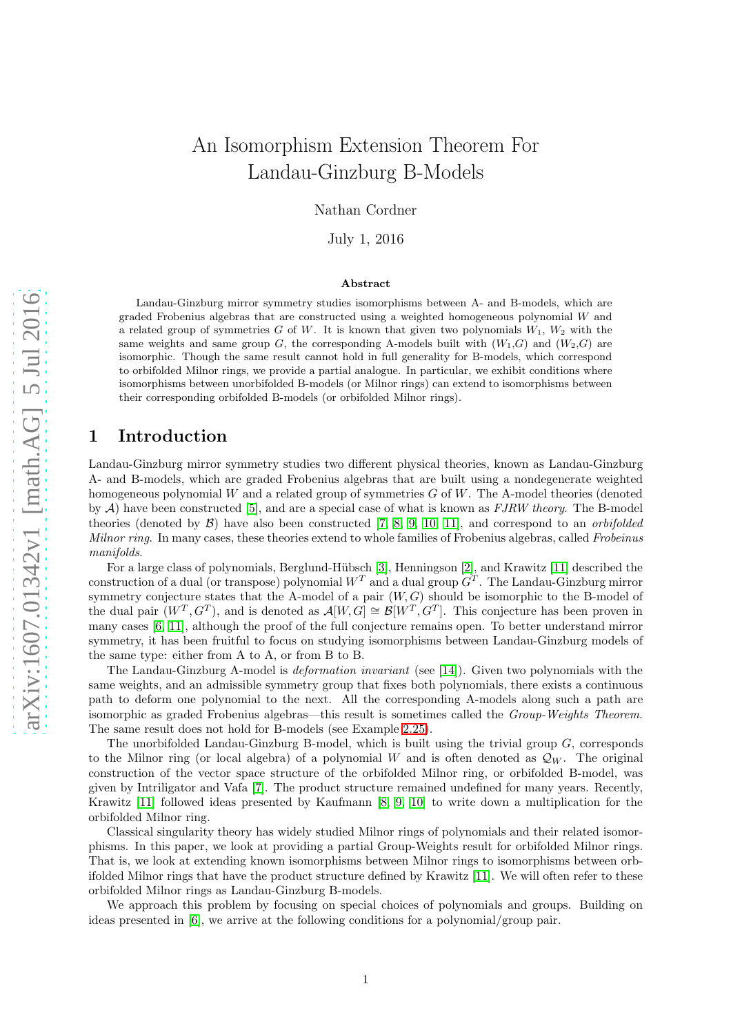// Title

# An Isomorphism Extension Theorem For Landau-Ginzburg B-Models

Nathan Cordner

July 1, 2016

**Abstract**

Landau-Ginzburg mirror symmetry studies isomorphisms between A- and B-models, which are graded Frobenius algebras that are constructed using a weighted homogeneous polynomial $W$ and a related group of symmetries $G$ of $W$. It is known that given two polynomials $W_1$, $W_2$ with the same weights and same group $G$, the corresponding A-models built with ($W_1$,$G$) and ($W_2$,$G$) are isomorphic. Though the same result cannot hold in full generality for B-models, which correspond to orbifolded Milnor rings, we provide a partial analogue. In particular, we exhibit conditions where isomorphisms between unorbifolded B-models (or Milnor rings) can extend to isomorphisms between their corresponding orbifolded B-models (or orbifolded Milnor rings).

## 1 Introduction

Landau-Ginzburg mirror symmetry studies two different physical theories, known as Landau-Ginzburg A- and B-models, which are graded Frobenius algebras that are built using a nondegenerate weighted homogeneous polynomial $W$ and a related group of symmetries $G$ of $W$. The A-model theories (denoted by $\mathcal{A}$) have been constructed [5], and are a special case of what is known as *FJRW theory*. The B-model theories (denoted by $\mathcal{B}$) have also been constructed [7, 8, 9, 10, 11], and correspond to an *orbifolded Milnor ring*. In many cases, these theories extend to whole families of Frobenius algebras, called *Frobeinus manifolds*.

For a large class of polynomials, Berglund-Hübsch [3], Henningson [2], and Krawitz [11] described the construction of a dual (or transpose) polynomial $W^T$ and a dual group $G^T$. The Landau-Ginzburg mirror symmetry conjecture states that the A-model of a pair $(W, G)$ should be isomorphic to the B-model of the dual pair $(W^T, G^T)$, and is denoted as $\mathcal{A}[W, G] \cong \mathcal{B}[W^T, G^T]$. This conjecture has been proven in many cases [6, 11], although the proof of the full conjecture remains open. To better understand mirror symmetry, it has been fruitful to focus on studying isomorphisms between Landau-Ginzburg models of the same type: either from A to A, or from B to B.

The Landau-Ginzburg A-model is *deformation invariant* (see [14]). Given two polynomials with the same weights, and an admissible symmetry group that fixes both polynomials, there exists a continuous path to deform one polynomial to the next. All the corresponding A-models along such a path are isomorphic as graded Frobenius algebras—this result is sometimes called the *Group-Weights Theorem*. The same result does not hold for B-models (see Example 2.25).

The unorbifolded Landau-Ginzburg B-model, which is built using the trivial group $G$, corresponds to the Milnor ring (or local algebra) of a polynomial $W$ and is often denoted as $\mathcal{Q}_W$. The original construction of the vector space structure of the orbifolded Milnor ring, or orbifolded B-model, was given by Intriligator and Vafa [7]. The product structure remained undefined for many years. Recently, Krawitz [11] followed ideas presented by Kaufmann [8, 9, 10] to write down a multiplication for the orbifolded Milnor ring.

Classical singularity theory has widely studied Milnor rings of polynomials and their related isomorphisms. In this paper, we look at providing a partial Group-Weights result for orbifolded Milnor rings. That is, we look at extending known isomorphisms between Milnor rings to isomorphisms between orbifolded Milnor rings that have the product structure defined by Krawitz [11]. We will often refer to these orbifolded Milnor rings as Landau-Ginzburg B-models.

We approach this problem by focusing on special choices of polynomials and groups. Building on ideas presented in [6], we arrive at the following conditions for a polynomial/group pair.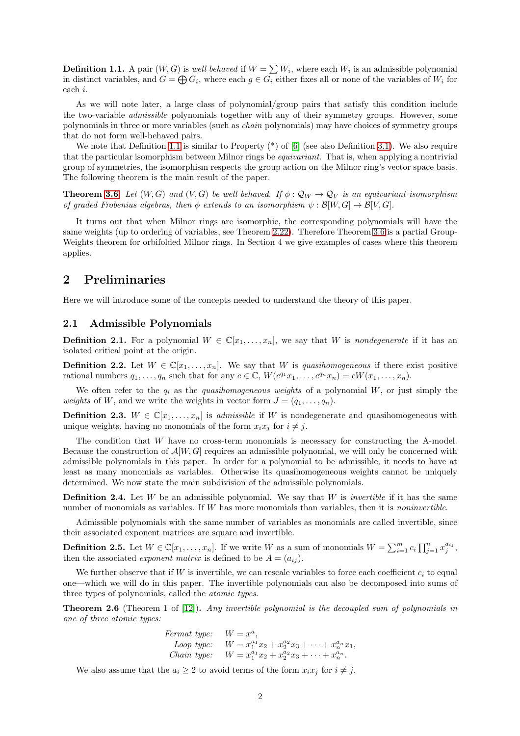**Definition 1.1.** A pair $(W, G)$ is *well behaved* if $W = \sum W_i$, where each $W_i$ is an admissible polynomial in distinct variables, and $G = \bigoplus G_i$, where each $g \in G_i$ either fixes all or none of the variables of $W_i$ for each $i$.

As we will note later, a large class of polynomial/group pairs that satisfy this condition include the two-variable *admissible* polynomials together with any of their symmetry groups. However, some polynomials in three or more variables (such as *chain* polynomials) may have choices of symmetry groups that do not form well-behaved pairs.

We note that Definition 1.1 is similar to Property (*) of [6] (see also Definition 3.1). We also require that the particular isomorphism between Milnor rings be *equivariant*. That is, when applying a nontrivial group of symmetries, the isomorphism respects the group action on the Milnor ring's vector space basis. The following theorem is the main result of the paper.

**Theorem 3.6.** *Let $(W, G)$ and $(V, G)$ be well behaved. If $\phi : \mathcal{Q}_W \to \mathcal{Q}_V$ is an equivariant isomorphism of graded Frobenius algebras, then $\phi$ extends to an isomorphism $\psi : \mathcal{B}[W, G] \to \mathcal{B}[V, G]$.*

It turns out that when Milnor rings are isomorphic, the corresponding polynomials will have the same weights (up to ordering of variables, see Theorem 2.22). Therefore Theorem 3.6 is a partial Group-Weights theorem for orbifolded Milnor rings. In Section 4 we give examples of cases where this theorem applies.

## 2 Preliminaries

Here we will introduce some of the concepts needed to understand the theory of this paper.

### 2.1 Admissible Polynomials

**Definition 2.1.** For a polynomial $W \in \mathbb{C}[x_1, \ldots, x_n]$, we say that $W$ is *nondegenerate* if it has an isolated critical point at the origin.

**Definition 2.2.** Let $W \in \mathbb{C}[x_1, \ldots, x_n]$. We say that $W$ is *quasihomogeneous* if there exist positive rational numbers $q_1, \ldots, q_n$ such that for any $c \in \mathbb{C}$, $W(c^{q_1}x_1, \ldots, c^{q_n}x_n) = cW(x_1, \ldots, x_n)$.

We often refer to the $q_i$ as the *quasihomogeneous weights* of a polynomial $W$, or just simply the *weights* of $W$, and we write the weights in vector form $J = (q_1, \ldots, q_n)$.

**Definition 2.3.** $W \in \mathbb{C}[x_1, \ldots, x_n]$ is *admissible* if $W$ is nondegenerate and quasihomogeneous with unique weights, having no monomials of the form $x_i x_j$ for $i \neq j$.

The condition that $W$ have no cross-term monomials is necessary for constructing the A-model. Because the construction of $\mathcal{A}[W, G]$ requires an admissible polynomial, we will only be concerned with admissible polynomials in this paper. In order for a polynomial to be admissible, it needs to have at least as many monomials as variables. Otherwise its quasihomogeneous weights cannot be uniquely determined. We now state the main subdivision of the admissible polynomials.

**Definition 2.4.** Let $W$ be an admissible polynomial. We say that $W$ is *invertible* if it has the same number of monomials as variables. If $W$ has more monomials than variables, then it is *noninvertible*.

Admissible polynomials with the same number of variables as monomials are called invertible, since their associated exponent matrices are square and invertible.

**Definition 2.5.** Let $W \in \mathbb{C}[x_1, \ldots, x_n]$. If we write $W$ as a sum of monomials $W = \sum_{i=1}^{m} c_i \prod_{j=1}^{n} x_j^{a_{ij}}$, then the associated *exponent matrix* is defined to be $A = (a_{ij})$.

We further observe that if $W$ is invertible, we can rescale variables to force each coefficient $c_i$ to equal one—which we will do in this paper. The invertible polynomials can also be decomposed into sums of three types of polynomials, called the *atomic types*.

**Theorem 2.6** (Theorem 1 of [12])**.** *Any invertible polynomial is the decoupled sum of polynomials in one of three atomic types:*

$$\begin{aligned}
&\textit{Fermat type:} \quad W = x^a, \\
&\textit{Loop type:} \quad W = x_1^{a_1}x_2 + x_2^{a_2}x_3 + \cdots + x_n^{a_n}x_1, \\
&\textit{Chain type:} \quad W = x_1^{a_1}x_2 + x_2^{a_2}x_3 + \cdots + x_n^{a_n}.
\end{aligned}$$

We also assume that the $a_i \geq 2$ to avoid terms of the form $x_i x_j$ for $i \neq j$.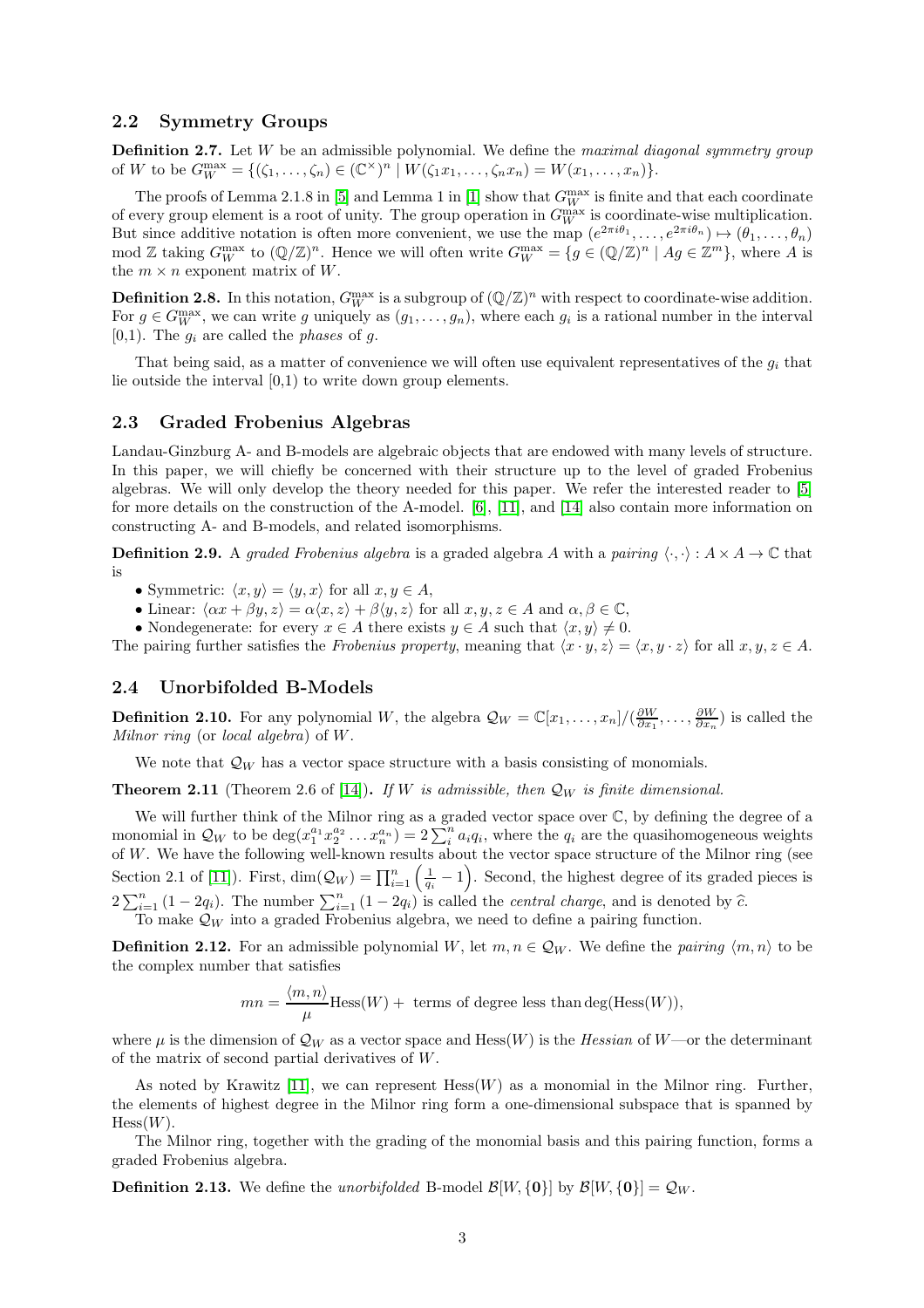## 2.2 Symmetry Groups

**Definition 2.7.** Let $W$ be an admissible polynomial. We define the *maximal diagonal symmetry group* of $W$ to be $G_W^{\max} = \{(\zeta_1, \ldots, \zeta_n) \in (\mathbb{C}^\times)^n \mid W(\zeta_1 x_1, \ldots, \zeta_n x_n) = W(x_1, \ldots, x_n)\}$.

The proofs of Lemma 2.1.8 in [5] and Lemma 1 in [1] show that $G_W^{\max}$ is finite and that each coordinate of every group element is a root of unity. The group operation in $G_W^{\max}$ is coordinate-wise multiplication. But since additive notation is often more convenient, we use the map $(e^{2\pi i\theta_1}, \ldots, e^{2\pi i\theta_n}) \mapsto (\theta_1, \ldots, \theta_n)$ mod $\mathbb{Z}$ taking $G_W^{\max}$ to $(\mathbb{Q}/\mathbb{Z})^n$. Hence we will often write $G_W^{\max} = \{g \in (\mathbb{Q}/\mathbb{Z})^n \mid Ag \in \mathbb{Z}^m\}$, where $A$ is the $m \times n$ exponent matrix of $W$.

**Definition 2.8.** In this notation, $G_W^{\max}$ is a subgroup of $(\mathbb{Q}/\mathbb{Z})^n$ with respect to coordinate-wise addition. For $g \in G_W^{\max}$, we can write $g$ uniquely as $(g_1, \ldots, g_n)$, where each $g_i$ is a rational number in the interval [0,1). The $g_i$ are called the *phases* of $g$.

That being said, as a matter of convenience we will often use equivalent representatives of the $g_i$ that lie outside the interval [0,1) to write down group elements.

## 2.3 Graded Frobenius Algebras

Landau-Ginzburg A- and B-models are algebraic objects that are endowed with many levels of structure. In this paper, we will chiefly be concerned with their structure up to the level of graded Frobenius algebras. We will only develop the theory needed for this paper. We refer the interested reader to [5] for more details on the construction of the A-model. [6], [11], and [14] also contain more information on constructing A- and B-models, and related isomorphisms.

**Definition 2.9.** A *graded Frobenius algebra* is a graded algebra $A$ with a *pairing* $\langle \cdot, \cdot \rangle : A \times A \to \mathbb{C}$ that is

- Symmetric: $\langle x, y \rangle = \langle y, x \rangle$ for all $x, y \in A$,
- Linear: $\langle \alpha x + \beta y, z \rangle = \alpha \langle x, z \rangle + \beta \langle y, z \rangle$ for all $x, y, z \in A$ and $\alpha, \beta \in \mathbb{C}$,
- Nondegenerate: for every $x \in A$ there exists $y \in A$ such that $\langle x, y \rangle \neq 0$.

The pairing further satisfies the *Frobenius property*, meaning that $\langle x \cdot y, z \rangle = \langle x, y \cdot z \rangle$ for all $x, y, z \in A$.

## 2.4 Unorbifolded B-Models

**Definition 2.10.** For any polynomial $W$, the algebra $\mathcal{Q}_W = \mathbb{C}[x_1, \ldots, x_n]/(\frac{\partial W}{\partial x_1}, \ldots, \frac{\partial W}{\partial x_n})$ is called the *Milnor ring* (or *local algebra*) of $W$.

We note that $\mathcal{Q}_W$ has a vector space structure with a basis consisting of monomials.

**Theorem 2.11** (Theorem 2.6 of [14])**.** *If $W$ is admissible, then $\mathcal{Q}_W$ is finite dimensional.*

We will further think of the Milnor ring as a graded vector space over $\mathbb{C}$, by defining the degree of a monomial in $\mathcal{Q}_W$ to be $\deg(x_1^{a_1} x_2^{a_2} \ldots x_n^{a_n}) = 2\sum_i^n a_i q_i$, where the $q_i$ are the quasihomogeneous weights of $W$. We have the following well-known results about the vector space structure of the Milnor ring (see Section 2.1 of [11]). First, $\dim(\mathcal{Q}_W) = \prod_{i=1}^n \left(\frac{1}{q_i} - 1\right)$. Second, the highest degree of its graded pieces is $2\sum_{i=1}^n (1 - 2q_i)$. The number $\sum_{i=1}^n (1 - 2q_i)$ is called the *central charge*, and is denoted by $\widehat{c}$.

To make $\mathcal{Q}_W$ into a graded Frobenius algebra, we need to define a pairing function.

**Definition 2.12.** For an admissible polynomial $W$, let $m, n \in \mathcal{Q}_W$. We define the *pairing* $\langle m, n \rangle$ to be the complex number that satisfies

$$mn = \frac{\langle m, n \rangle}{\mu} \text{Hess}(W) + \text{ terms of degree less than} \deg(\text{Hess}(W)),$$

where $\mu$ is the dimension of $\mathcal{Q}_W$ as a vector space and $\text{Hess}(W)$ is the *Hessian* of $W$—or the determinant of the matrix of second partial derivatives of $W$.

As noted by Krawitz [11], we can represent $\text{Hess}(W)$ as a monomial in the Milnor ring. Further, the elements of highest degree in the Milnor ring form a one-dimensional subspace that is spanned by $\text{Hess}(W)$.

The Milnor ring, together with the grading of the monomial basis and this pairing function, forms a graded Frobenius algebra.

**Definition 2.13.** We define the *unorbifolded* B-model $\mathcal{B}[W, \{\mathbf{0}\}]$ by $\mathcal{B}[W, \{\mathbf{0}\}] = \mathcal{Q}_W$.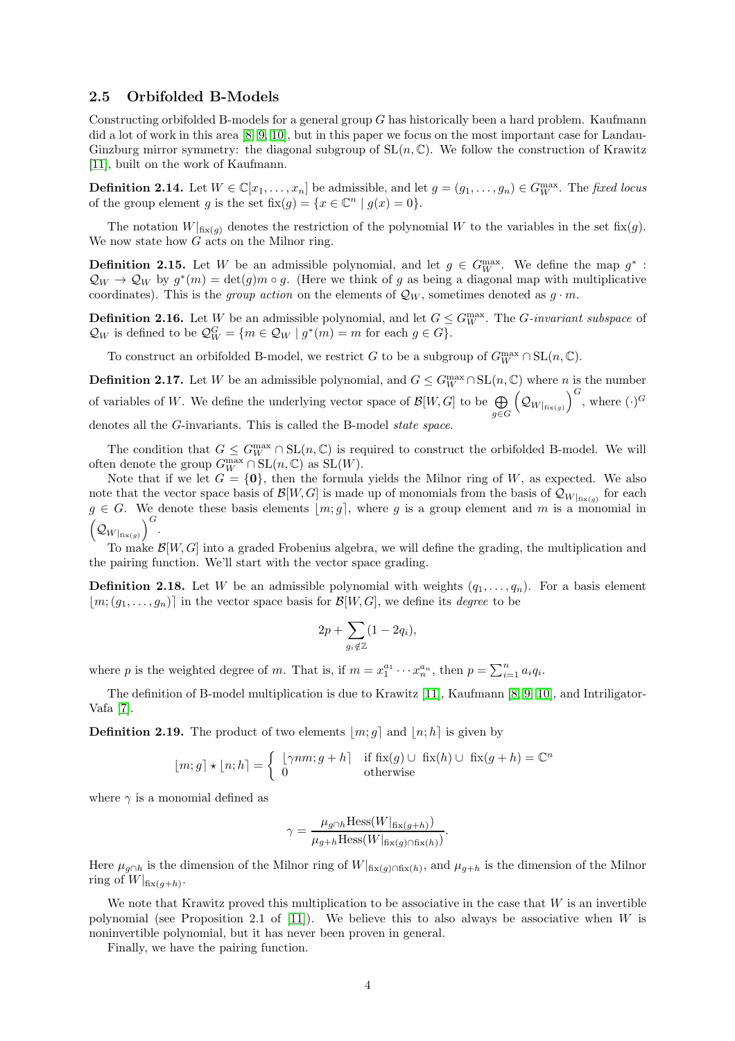### 2.5 Orbifolded B-Models

Constructing orbifolded B-models for a general group $G$ has historically been a hard problem. Kaufmann did a lot of work in this area [8, 9, 10], but in this paper we focus on the most important case for Landau-Ginzburg mirror symmetry: the diagonal subgroup of $\mathrm{SL}(n, \mathbb{C})$. We follow the construction of Krawitz [11], built on the work of Kaufmann.

**Definition 2.14.** Let $W \in \mathbb{C}[x_1, \dots, x_n]$ be admissible, and let $g = (g_1, \dots, g_n) \in G_W^{\max}$. The *fixed locus* of the group element $g$ is the set $\mathrm{fix}(g) = \{x \in \mathbb{C}^n \mid g(x) = 0\}$.

The notation $W|_{\mathrm{fix}(g)}$ denotes the restriction of the polynomial $W$ to the variables in the set $\mathrm{fix}(g)$. We now state how $G$ acts on the Milnor ring.

**Definition 2.15.** Let $W$ be an admissible polynomial, and let $g \in G_W^{\max}$. We define the map $g^* : \mathcal{Q}_W \to \mathcal{Q}_W$ by $g^*(m) = \det(g) m \circ g$. (Here we think of $g$ as being a diagonal map with multiplicative coordinates). This is the *group action* on the elements of $\mathcal{Q}_W$, sometimes denoted as $g \cdot m$.

**Definition 2.16.** Let $W$ be an admissible polynomial, and let $G \leq G_W^{\max}$. The *G-invariant subspace* of $\mathcal{Q}_W$ is defined to be $\mathcal{Q}_W^G = \{m \in \mathcal{Q}_W \mid g^*(m) = m \text{ for each } g \in G\}$.

To construct an orbifolded B-model, we restrict $G$ to be a subgroup of $G_W^{\max} \cap \mathrm{SL}(n, \mathbb{C})$.

**Definition 2.17.** Let $W$ be an admissible polynomial, and $G \leq G_W^{\max} \cap \mathrm{SL}(n, \mathbb{C})$ where $n$ is the number of variables of $W$. We define the underlying vector space of $\mathcal{B}[W, G]$ to be $\bigoplus_{g \in G} \left(\mathcal{Q}_{W|_{\mathrm{fix}(g)}}\right)^G$, where $(\cdot)^G$ denotes all the $G$-invariants. This is called the B-model *state space*.

The condition that $G \leq G_W^{\max} \cap \mathrm{SL}(n, \mathbb{C})$ is required to construct the orbifolded B-model. We will often denote the group $G_W^{\max} \cap \mathrm{SL}(n, \mathbb{C})$ as $\mathrm{SL}(W)$.

Note that if we let $G = \{\mathbf{0}\}$, then the formula yields the Milnor ring of $W$, as expected. We also note that the vector space basis of $\mathcal{B}[W, G]$ is made up of monomials from the basis of $\mathcal{Q}_{W|_{\mathrm{fix}(g)}}$ for each $g \in G$. We denote these basis elements $\lfloor m; g \rceil$, where $g$ is a group element and $m$ is a monomial in $\left(\mathcal{Q}_{W|_{\mathrm{fix}(g)}}\right)^G$.

To make $\mathcal{B}[W, G]$ into a graded Frobenius algebra, we will define the grading, the multiplication and the pairing function. We'll start with the vector space grading.

**Definition 2.18.** Let $W$ be an admissible polynomial with weights $(q_1, \dots, q_n)$. For a basis element $\lfloor m; (g_1, \dots, g_n) \rceil$ in the vector space basis for $\mathcal{B}[W, G]$, we define its *degree* to be

$$2p + \sum_{g_i \notin \mathbb{Z}} (1 - 2q_i),$$

where $p$ is the weighted degree of $m$. That is, if $m = x_1^{a_1} \cdots x_n^{a_n}$, then $p = \sum_{i=1}^n a_i q_i$.

The definition of B-model multiplication is due to Krawitz [11], Kaufmann [8, 9, 10], and Intriligator-Vafa [7].

**Definition 2.19.** The product of two elements $\lfloor m; g \rceil$ and $\lfloor n; h \rceil$ is given by

$$\lfloor m; g \rceil \star \lfloor n; h \rceil = \begin{cases} \lfloor \gamma nm; g + h \rceil & \text{if } \mathrm{fix}(g) \cup \mathrm{fix}(h) \cup \mathrm{fix}(g + h) = \mathbb{C}^n \\ 0 & \text{otherwise} \end{cases}$$

where $\gamma$ is a monomial defined as

$$\gamma = \frac{\mu_{g \cap h} \mathrm{Hess}(W|_{\mathrm{fix}(g+h)})}{\mu_{g+h} \mathrm{Hess}(W|_{\mathrm{fix}(g) \cap \mathrm{fix}(h)})}.$$

Here $\mu_{g \cap h}$ is the dimension of the Milnor ring of $W|_{\mathrm{fix}(g) \cap \mathrm{fix}(h)}$, and $\mu_{g+h}$ is the dimension of the Milnor ring of $W|_{\mathrm{fix}(g+h)}$.

We note that Krawitz proved this multiplication to be associative in the case that $W$ is an invertible polynomial (see Proposition 2.1 of [11]). We believe this to also always be associative when $W$ is noninvertible polynomial, but it has never been proven in general.

Finally, we have the pairing function.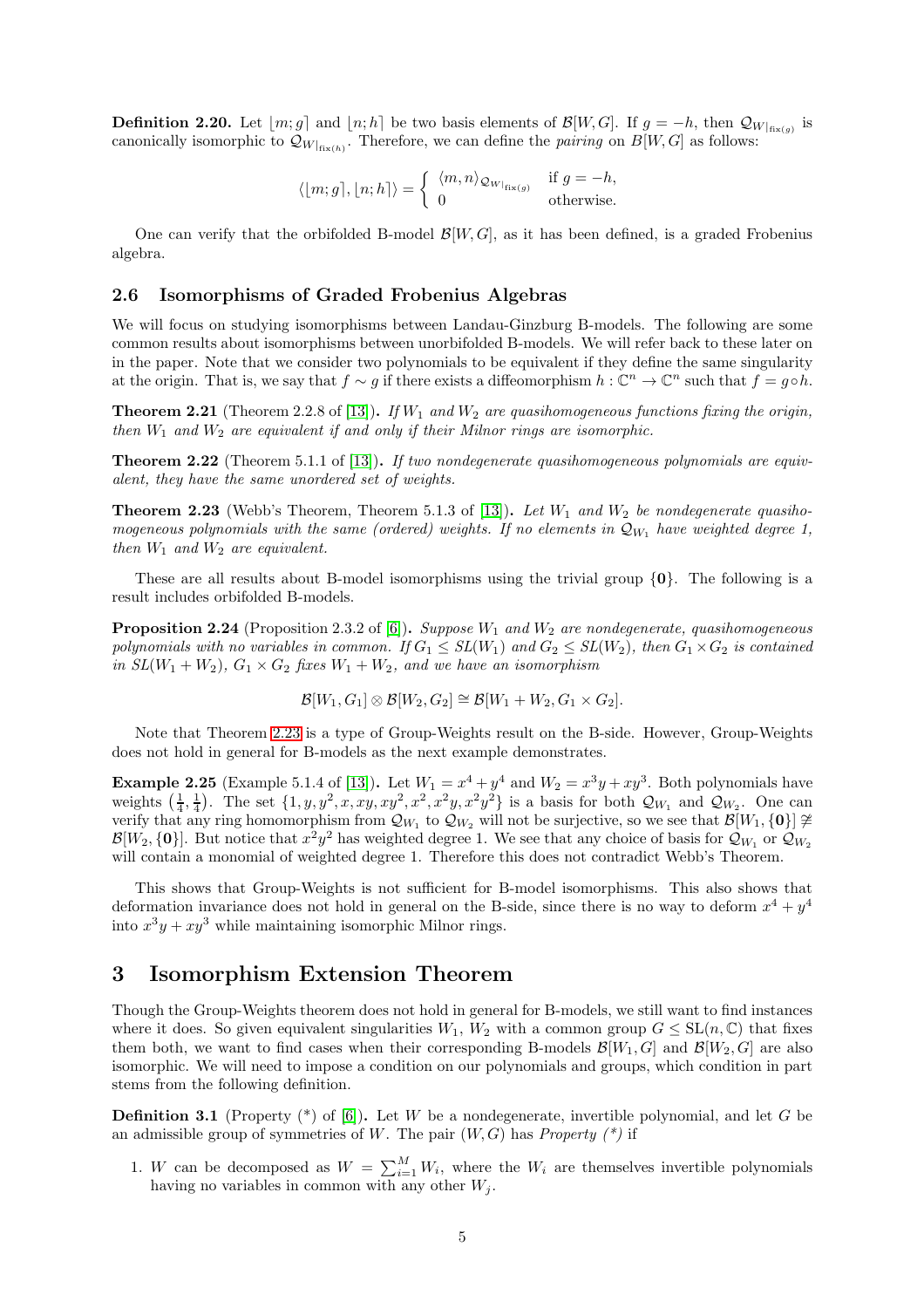**Definition 2.20.** Let $\lfloor m; g\rceil$ and $\lfloor n; h\rceil$ be two basis elements of $\mathcal{B}[W, G]$. If $g = -h$, then $\mathcal{Q}_{W|_{\text{fix}(g)}}$ is canonically isomorphic to $\mathcal{Q}_{W|_{\text{fix}(h)}}$. Therefore, we can define the *pairing* on $B[W, G]$ as follows:

$$\langle \lfloor m; g\rceil, \lfloor n; h\rceil \rangle = \begin{cases} \langle m, n\rangle_{\mathcal{Q}_{W|_{\text{fix}(g)}}} & \text{if } g = -h, \\ 0 & \text{otherwise.} \end{cases}$$

One can verify that the orbifolded B-model $\mathcal{B}[W, G]$, as it has been defined, is a graded Frobenius algebra.

### 2.6 Isomorphisms of Graded Frobenius Algebras

We will focus on studying isomorphisms between Landau-Ginzburg B-models. The following are some common results about isomorphisms between unorbifolded B-models. We will refer back to these later on in the paper. Note that we consider two polynomials to be equivalent if they define the same singularity at the origin. That is, we say that $f \sim g$ if there exists a diffeomorphism $h : \mathbb{C}^n \to \mathbb{C}^n$ such that $f = g \circ h$.

**Theorem 2.21** (Theorem 2.2.8 of [13])**.** *If $W_1$ and $W_2$ are quasihomogeneous functions fixing the origin, then $W_1$ and $W_2$ are equivalent if and only if their Milnor rings are isomorphic.*

**Theorem 2.22** (Theorem 5.1.1 of [13])**.** *If two nondegenerate quasihomogeneous polynomials are equivalent, they have the same unordered set of weights.*

**Theorem 2.23** (Webb's Theorem, Theorem 5.1.3 of [13])**.** *Let $W_1$ and $W_2$ be nondegenerate quasihomogeneous polynomials with the same (ordered) weights. If no elements in $\mathcal{Q}_{W_1}$ have weighted degree 1, then $W_1$ and $W_2$ are equivalent.*

These are all results about B-model isomorphisms using the trivial group $\{\mathbf{0}\}$. The following is a result includes orbifolded B-models.

**Proposition 2.24** (Proposition 2.3.2 of [6])**.** *Suppose $W_1$ and $W_2$ are nondegenerate, quasihomogeneous polynomials with no variables in common. If $G_1 \leq SL(W_1)$ and $G_2 \leq SL(W_2)$, then $G_1 \times G_2$ is contained in $SL(W_1 + W_2)$, $G_1 \times G_2$ fixes $W_1 + W_2$, and we have an isomorphism*

$$\mathcal{B}[W_1, G_1] \otimes \mathcal{B}[W_2, G_2] \cong \mathcal{B}[W_1 + W_2, G_1 \times G_2].$$

Note that Theorem 2.23 is a type of Group-Weights result on the B-side. However, Group-Weights does not hold in general for B-models as the next example demonstrates.

**Example 2.25** (Example 5.1.4 of [13])**.** Let $W_1 = x^4 + y^4$ and $W_2 = x^3y + xy^3$. Both polynomials have weights $\left(\frac{1}{4}, \frac{1}{4}\right)$. The set $\{1, y, y^2, x, xy, xy^2, x^2, x^2y, x^2y^2\}$ is a basis for both $\mathcal{Q}_{W_1}$ and $\mathcal{Q}_{W_2}$. One can verify that any ring homomorphism from $\mathcal{Q}_{W_1}$ to $\mathcal{Q}_{W_2}$ will not be surjective, so we see that $\mathcal{B}[W_1, \{\mathbf{0}\}] \ncong \mathcal{B}[W_2, \{\mathbf{0}\}]$. But notice that $x^2y^2$ has weighted degree 1. We see that any choice of basis for $\mathcal{Q}_{W_1}$ or $\mathcal{Q}_{W_2}$ will contain a monomial of weighted degree 1. Therefore this does not contradict Webb's Theorem.

This shows that Group-Weights is not sufficient for B-model isomorphisms. This also shows that deformation invariance does not hold in general on the B-side, since there is no way to deform $x^4 + y^4$ into $x^3y + xy^3$ while maintaining isomorphic Milnor rings.

## 3 Isomorphism Extension Theorem

Though the Group-Weights theorem does not hold in general for B-models, we still want to find instances where it does. So given equivalent singularities $W_1$, $W_2$ with a common group $G \leq \mathrm{SL}(n, \mathbb{C})$ that fixes them both, we want to find cases when their corresponding B-models $\mathcal{B}[W_1, G]$ and $\mathcal{B}[W_2, G]$ are also isomorphic. We will need to impose a condition on our polynomials and groups, which condition in part stems from the following definition.

**Definition 3.1** (Property (\*) of [6])**.** Let $W$ be a nondegenerate, invertible polynomial, and let $G$ be an admissible group of symmetries of $W$. The pair $(W, G)$ has *Property (\*)* if

1. $W$ can be decomposed as $W = \sum_{i=1}^{M} W_i$, where the $W_i$ are themselves invertible polynomials having no variables in common with any other $W_j$.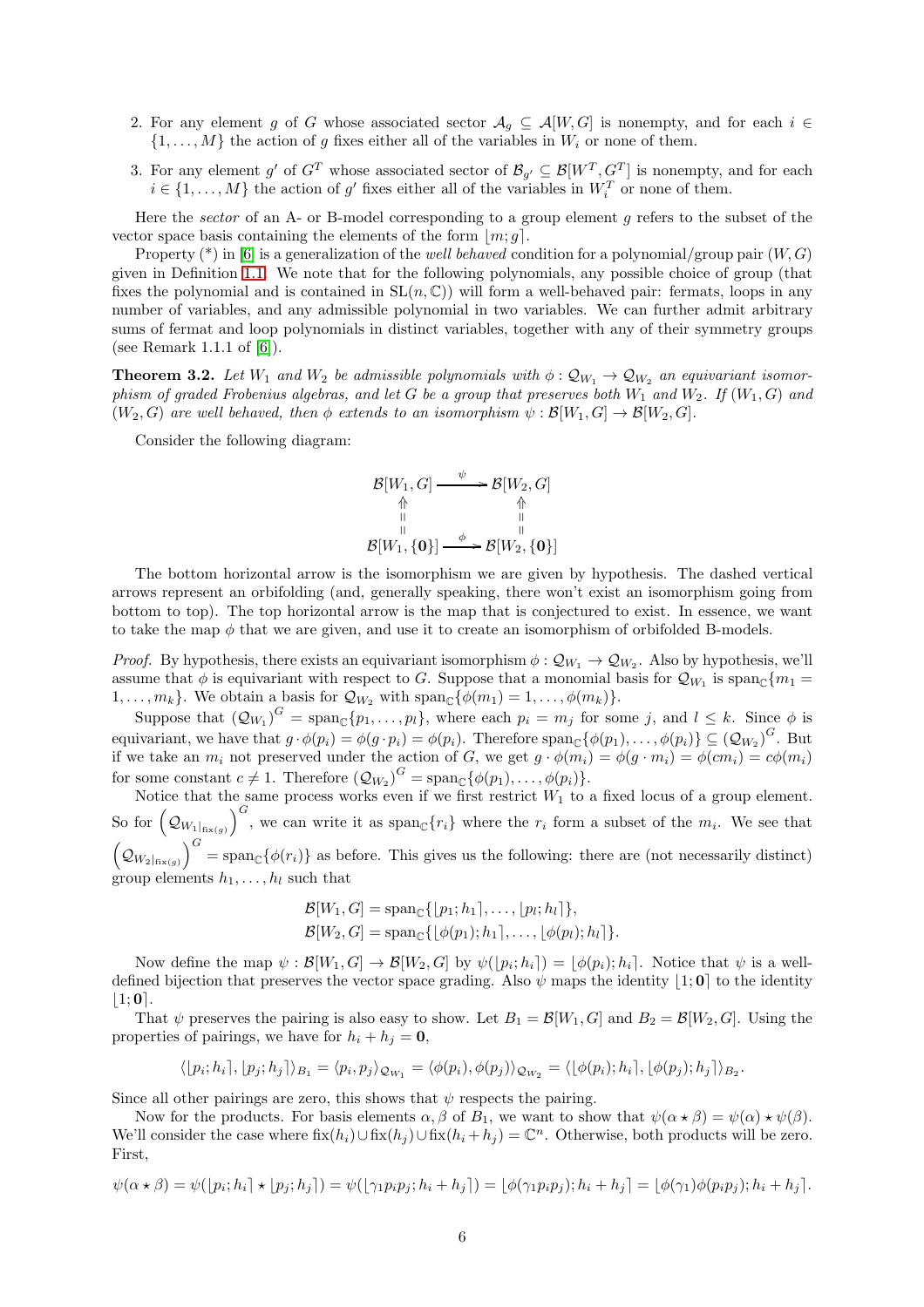2. For any element $g$ of $G$ whose associated sector $\mathcal{A}_g \subseteq \mathcal{A}[W, G]$ is nonempty, and for each $i \in \{1, \ldots, M\}$ the action of $g$ fixes either all of the variables in $W_i$ or none of them.
3. For any element $g'$ of $G^T$ whose associated sector of $\mathcal{B}_{g'} \subseteq \mathcal{B}[W^T, G^T]$ is nonempty, and for each $i \in \{1, \ldots, M\}$ the action of $g'$ fixes either all of the variables in $W_i^T$ or none of them.

Here the *sector* of an A- or B-model corresponding to a group element $g$ refers to the subset of the vector space basis containing the elements of the form $\lfloor m; g \rceil$.

Property (*) in [6] is a generalization of the *well behaved* condition for a polynomial/group pair $(W, G)$ given in Definition 1.1. We note that for the following polynomials, any possible choice of group (that fixes the polynomial and is contained in $\mathrm{SL}(n, \mathbb{C})$) will form a well-behaved pair: fermats, loops in any number of variables, and any admissible polynomial in two variables. We can further admit arbitrary sums of fermat and loop polynomials in distinct variables, together with any of their symmetry groups (see Remark 1.1.1 of [6]).

**Theorem 3.2.** *Let $W_1$ and $W_2$ be admissible polynomials with $\phi : \mathcal{Q}_{W_1} \to \mathcal{Q}_{W_2}$ an equivariant isomorphism of graded Frobenius algebras, and let $G$ be a group that preserves both $W_1$ and $W_2$. If $(W_1, G)$ and $(W_2, G)$ are well behaved, then $\phi$ extends to an isomorphism $\psi : \mathcal{B}[W_1, G] \to \mathcal{B}[W_2, G]$.*

Consider the following diagram:

$$\begin{array}{ccc}
\mathcal{B}[W_1, G] & \xrightarrow{\ \psi\ } & \mathcal{B}[W_2, G] \\
\Uparrow & & \Uparrow \\
\mathcal{B}[W_1, \{\mathbf{0}\}] & \xrightarrow{\ \phi\ } & \mathcal{B}[W_2, \{\mathbf{0}\}]
\end{array}$$

The bottom horizontal arrow is the isomorphism we are given by hypothesis. The dashed vertical arrows represent an orbifolding (and, generally speaking, there won't exist an isomorphism going from bottom to top). The top horizontal arrow is the map that is conjectured to exist. In essence, we want to take the map $\phi$ that we are given, and use it to create an isomorphism of orbifolded B-models.

*Proof.* By hypothesis, there exists an equivariant isomorphism $\phi : \mathcal{Q}_{W_1} \to \mathcal{Q}_{W_2}$. Also by hypothesis, we'll assume that $\phi$ is equivariant with respect to $G$. Suppose that a monomial basis for $\mathcal{Q}_{W_1}$ is $\mathrm{span}_{\mathbb{C}}\{m_1 = 1, \ldots, m_k\}$. We obtain a basis for $\mathcal{Q}_{W_2}$ with $\mathrm{span}_{\mathbb{C}}\{\phi(m_1) = 1, \ldots, \phi(m_k)\}$.

Suppose that $(\mathcal{Q}_{W_1})^G = \mathrm{span}_{\mathbb{C}}\{p_1, \ldots, p_l\}$, where each $p_i = m_j$ for some $j$, and $l \leq k$. Since $\phi$ is equivariant, we have that $g \cdot \phi(p_i) = \phi(g \cdot p_i) = \phi(p_i)$. Therefore $\mathrm{span}_{\mathbb{C}}\{\phi(p_1), \ldots, \phi(p_l)\} \subseteq (\mathcal{Q}_{W_2})^G$. But if we take an $m_i$ not preserved under the action of $G$, we get $g \cdot \phi(m_i) = \phi(g \cdot m_i) = \phi(cm_i) = c\phi(m_i)$ for some constant $c \neq 1$. Therefore $(\mathcal{Q}_{W_2})^G = \mathrm{span}_{\mathbb{C}}\{\phi(p_1), \ldots, \phi(p_l)\}$.

Notice that the same process works even if we first restrict $W_1$ to a fixed locus of a group element. So for $\left(\mathcal{Q}_{W_1|_{\mathrm{fix}(g)}}\right)^G$, we can write it as $\mathrm{span}_{\mathbb{C}}\{r_i\}$ where the $r_i$ form a subset of the $m_i$. We see that $\left(\mathcal{Q}_{W_2|_{\mathrm{fix}(g)}}\right)^G = \mathrm{span}_{\mathbb{C}}\{\phi(r_i)\}$ as before. This gives us the following: there are (not necessarily distinct) group elements $h_1, \ldots, h_l$ such that

$$\begin{aligned}
\mathcal{B}[W_1, G] &= \mathrm{span}_{\mathbb{C}}\{\lfloor p_1; h_1 \rceil, \ldots, \lfloor p_l; h_l \rceil\}, \\
\mathcal{B}[W_2, G] &= \mathrm{span}_{\mathbb{C}}\{\lfloor \phi(p_1); h_1 \rceil, \ldots, \lfloor \phi(p_l); h_l \rceil\}.
\end{aligned}$$

Now define the map $\psi : \mathcal{B}[W_1, G] \to \mathcal{B}[W_2, G]$ by $\psi(\lfloor p_i; h_i \rceil) = \lfloor \phi(p_i); h_i \rceil$. Notice that $\psi$ is a well-defined bijection that preserves the vector space grading. Also $\psi$ maps the identity $\lfloor 1; \mathbf{0} \rceil$ to the identity $\lfloor 1; \mathbf{0} \rceil$.

That $\psi$ preserves the pairing is also easy to show. Let $B_1 = \mathcal{B}[W_1, G]$ and $B_2 = \mathcal{B}[W_2, G]$. Using the properties of pairings, we have for $h_i + h_j = \mathbf{0}$,

$$\langle \lfloor p_i; h_i \rceil, \lfloor p_j; h_j \rceil \rangle_{B_1} = \langle p_i, p_j \rangle_{\mathcal{Q}_{W_1}} = \langle \phi(p_i), \phi(p_j) \rangle_{\mathcal{Q}_{W_2}} = \langle \lfloor \phi(p_i); h_i \rceil, \lfloor \phi(p_j); h_j \rceil \rangle_{B_2}.$$

Since all other pairings are zero, this shows that $\psi$ respects the pairing.

Now for the products. For basis elements $\alpha, \beta$ of $B_1$, we want to show that $\psi(\alpha \star \beta) = \psi(\alpha) \star \psi(\beta)$. We'll consider the case where $\mathrm{fix}(h_i) \cup \mathrm{fix}(h_j) \cup \mathrm{fix}(h_i + h_j) = \mathbb{C}^n$. Otherwise, both products will be zero. First,

$$\psi(\alpha \star \beta) = \psi(\lfloor p_i; h_i \rceil \star \lfloor p_j; h_j \rceil) = \psi(\lfloor \gamma_1 p_i p_j; h_i + h_j \rceil) = \lfloor \phi(\gamma_1 p_i p_j); h_i + h_j \rceil = \lfloor \phi(\gamma_1)\phi(p_i p_j); h_i + h_j \rceil.$$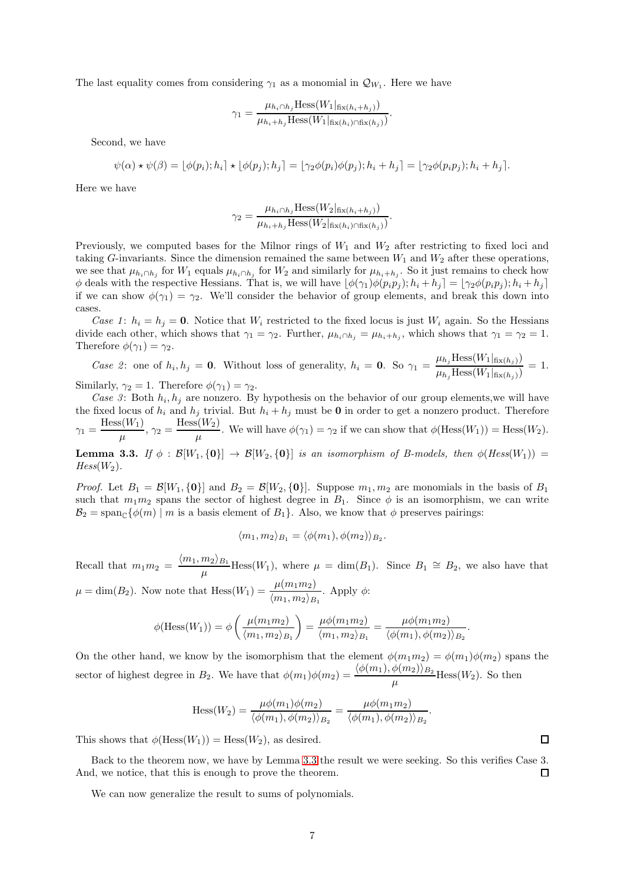The last equality comes from considering $\gamma_1$ as a monomial in $\mathcal{Q}_{W_1}$. Here we have

$$\gamma_1 = \frac{\mu_{h_i \cap h_j} \text{Hess}(W_1|_{\text{fix}(h_i+h_j)})}{\mu_{h_i+h_j} \text{Hess}(W_1|_{\text{fix}(h_i)\cap\text{fix}(h_j)})}.$$

Second, we have

$$\psi(\alpha) \star \psi(\beta) = \lfloor \phi(p_i); h_i \rceil \star \lfloor \phi(p_j); h_j \rceil = \lfloor \gamma_2 \phi(p_i)\phi(p_j); h_i + h_j \rceil = \lfloor \gamma_2 \phi(p_i p_j); h_i + h_j \rceil.$$

Here we have

$$\gamma_2 = \frac{\mu_{h_i \cap h_j} \text{Hess}(W_2|_{\text{fix}(h_i+h_j)})}{\mu_{h_i+h_j} \text{Hess}(W_2|_{\text{fix}(h_i)\cap\text{fix}(h_j)})}.$$

Previously, we computed bases for the Milnor rings of $W_1$ and $W_2$ after restricting to fixed loci and taking $G$-invariants. Since the dimension remained the same between $W_1$ and $W_2$ after these operations, we see that $\mu_{h_i \cap h_j}$ for $W_1$ equals $\mu_{h_i \cap h_j}$ for $W_2$ and similarly for $\mu_{h_i+h_j}$. So it just remains to check how $\phi$ deals with the respective Hessians. That is, we will have $\lfloor \phi(\gamma_1)\phi(p_i p_j); h_i + h_j \rceil = \lfloor \gamma_2 \phi(p_i p_j); h_i + h_j \rceil$ if we can show $\phi(\gamma_1) = \gamma_2$. We'll consider the behavior of group elements, and break this down into cases.

*Case 1*: $h_i = h_j = \mathbf{0}$. Notice that $W_i$ restricted to the fixed locus is just $W_i$ again. So the Hessians divide each other, which shows that $\gamma_1 = \gamma_2$. Further, $\mu_{h_i \cap h_j} = \mu_{h_i+h_j}$, which shows that $\gamma_1 = \gamma_2 = 1$. Therefore $\phi(\gamma_1) = \gamma_2$.

*Case 2*: one of $h_i, h_j = \mathbf{0}$. Without loss of generality, $h_i = \mathbf{0}$. So $\gamma_1 = \dfrac{\mu_{h_j} \text{Hess}(W_1|_{\text{fix}(h_j)})}{\mu_{h_j} \text{Hess}(W_1|_{\text{fix}(h_j)})} = 1$. Similarly, $\gamma_2 = 1$. Therefore $\phi(\gamma_1) = \gamma_2$.

*Case 3*: Both $h_i, h_j$ are nonzero. By hypothesis on the behavior of our group elements,we will have the fixed locus of $h_i$ and $h_j$ trivial. But $h_i + h_j$ must be $\mathbf{0}$ in order to get a nonzero product. Therefore $\gamma_1 = \dfrac{\text{Hess}(W_1)}{\mu}$, $\gamma_2 = \dfrac{\text{Hess}(W_2)}{\mu}$. We will have $\phi(\gamma_1) = \gamma_2$ if we can show that $\phi(\text{Hess}(W_1)) = \text{Hess}(W_2)$.

**Lemma 3.3.** *If $\phi : \mathcal{B}[W_1, \{\mathbf{0}\}] \to \mathcal{B}[W_2, \{\mathbf{0}\}]$ is an isomorphism of B-models, then $\phi(Hess(W_1)) = Hess(W_2)$.*

*Proof.* Let $B_1 = \mathcal{B}[W_1, \{\mathbf{0}\}]$ and $B_2 = \mathcal{B}[W_2, \{\mathbf{0}\}]$. Suppose $m_1, m_2$ are monomials in the basis of $B_1$ such that $m_1 m_2$ spans the sector of highest degree in $B_1$. Since $\phi$ is an isomorphism, we can write $\mathcal{B}_2 = \text{span}_{\mathbb{C}}\{\phi(m) \mid m \text{ is a basis element of } B_1\}$. Also, we know that $\phi$ preserves pairings:

$$\langle m_1, m_2 \rangle_{B_1} = \langle \phi(m_1), \phi(m_2) \rangle_{B_2}.$$

Recall that $m_1 m_2 = \dfrac{\langle m_1, m_2 \rangle_{B_1}}{\mu} \text{Hess}(W_1)$, where $\mu = \dim(B_1)$. Since $B_1 \cong B_2$, we also have that $\mu = \dim(B_2)$. Now note that $\text{Hess}(W_1) = \dfrac{\mu(m_1 m_2)}{\langle m_1, m_2 \rangle_{B_1}}$. Apply $\phi$:

$$\phi(\text{Hess}(W_1)) = \phi\left( \frac{\mu(m_1 m_2)}{\langle m_1, m_2 \rangle_{B_1}} \right) = \frac{\mu \phi(m_1 m_2)}{\langle m_1, m_2 \rangle_{B_1}} = \frac{\mu \phi(m_1 m_2)}{\langle \phi(m_1), \phi(m_2) \rangle_{B_2}}.$$

On the other hand, we know by the isomorphism that the element $\phi(m_1 m_2) = \phi(m_1)\phi(m_2)$ spans the sector of highest degree in $B_2$. We have that $\phi(m_1)\phi(m_2) = \dfrac{\langle \phi(m_1), \phi(m_2) \rangle_{B_2}}{\mu} \text{Hess}(W_2)$. So then

$$\text{Hess}(W_2) = \frac{\mu \phi(m_1)\phi(m_2)}{\langle \phi(m_1), \phi(m_2) \rangle_{B_2}} = \frac{\mu \phi(m_1 m_2)}{\langle \phi(m_1), \phi(m_2) \rangle_{B_2}}.$$

This shows that $\phi(\text{Hess}(W_1)) = \text{Hess}(W_2)$, as desired. $\square$

Back to the theorem now, we have by Lemma 3.3 the result we were seeking. So this verifies Case 3. And, we notice, that this is enough to prove the theorem. $\square$

We can now generalize the result to sums of polynomials.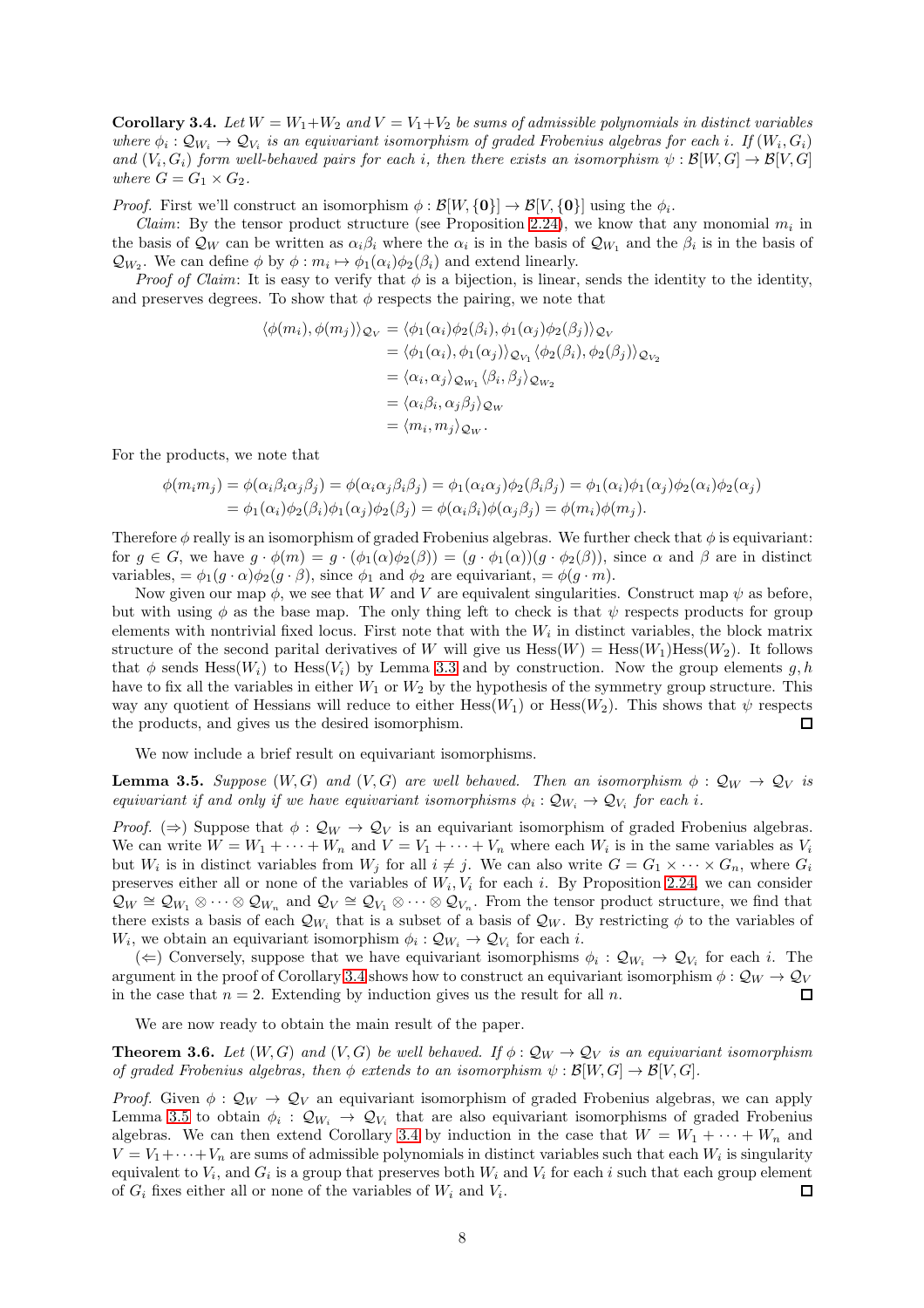**Corollary 3.4.** *Let $W = W_1 + W_2$ and $V = V_1 + V_2$ be sums of admissible polynomials in distinct variables where $\phi_i : \mathcal{Q}_{W_i} \to \mathcal{Q}_{V_i}$ is an equivariant isomorphism of graded Frobenius algebras for each $i$. If $(W_i, G_i)$ and $(V_i, G_i)$ form well-behaved pairs for each $i$, then there exists an isomorphism $\psi : \mathcal{B}[W, G] \to \mathcal{B}[V, G]$ where $G = G_1 \times G_2$.*

*Proof.* First we'll construct an isomorphism $\phi : \mathcal{B}[W, \{\mathbf{0}\}] \to \mathcal{B}[V, \{\mathbf{0}\}]$ using the $\phi_i$.

*Claim*: By the tensor product structure (see Proposition 2.24), we know that any monomial $m_i$ in the basis of $\mathcal{Q}_W$ can be written as $\alpha_i \beta_i$ where the $\alpha_i$ is in the basis of $\mathcal{Q}_{W_1}$ and the $\beta_i$ is in the basis of $\mathcal{Q}_{W_2}$. We can define $\phi$ by $\phi : m_i \mapsto \phi_1(\alpha_i)\phi_2(\beta_i)$ and extend linearly.

*Proof of Claim*: It is easy to verify that $\phi$ is a bijection, is linear, sends the identity to the identity, and preserves degrees. To show that $\phi$ respects the pairing, we note that

$$
\begin{aligned}
\langle \phi(m_i), \phi(m_j) \rangle_{\mathcal{Q}_V} &= \langle \phi_1(\alpha_i)\phi_2(\beta_i), \phi_1(\alpha_j)\phi_2(\beta_j) \rangle_{\mathcal{Q}_V} \\
&= \langle \phi_1(\alpha_i), \phi_1(\alpha_j) \rangle_{\mathcal{Q}_{V_1}} \langle \phi_2(\beta_i), \phi_2(\beta_j) \rangle_{\mathcal{Q}_{V_2}} \\
&= \langle \alpha_i, \alpha_j \rangle_{\mathcal{Q}_{W_1}} \langle \beta_i, \beta_j \rangle_{\mathcal{Q}_{W_2}} \\
&= \langle \alpha_i \beta_i, \alpha_j \beta_j \rangle_{\mathcal{Q}_W} \\
&= \langle m_i, m_j \rangle_{\mathcal{Q}_W}.
\end{aligned}
$$

For the products, we note that

$$
\begin{aligned}
\phi(m_i m_j) = \phi(\alpha_i \beta_i \alpha_j \beta_j) = \phi(\alpha_i \alpha_j \beta_i \beta_j) = \phi_1(\alpha_i \alpha_j)\phi_2(\beta_i \beta_j) = \phi_1(\alpha_i)\phi_1(\alpha_j)\phi_2(\alpha_i)\phi_2(\alpha_j) \\
= \phi_1(\alpha_i)\phi_2(\beta_i)\phi_1(\alpha_j)\phi_2(\beta_j) = \phi(\alpha_i \beta_i)\phi(\alpha_j \beta_j) = \phi(m_i)\phi(m_j).
\end{aligned}
$$

Therefore $\phi$ really is an isomorphism of graded Frobenius algebras. We further check that $\phi$ is equivariant: for $g \in G$, we have $g \cdot \phi(m) = g \cdot (\phi_1(\alpha)\phi_2(\beta)) = (g \cdot \phi_1(\alpha))(g \cdot \phi_2(\beta))$, since $\alpha$ and $\beta$ are in distinct variables, $= \phi_1(g \cdot \alpha)\phi_2(g \cdot \beta)$, since $\phi_1$ and $\phi_2$ are equivariant, $= \phi(g \cdot m)$.

Now given our map $\phi$, we see that $W$ and $V$ are equivalent singularities. Construct map $\psi$ as before, but with using $\phi$ as the base map. The only thing left to check is that $\psi$ respects products for group elements with nontrivial fixed locus. First note that with the $W_i$ in distinct variables, the block matrix structure of the second parital derivatives of $W$ will give us $\text{Hess}(W) = \text{Hess}(W_1)\text{Hess}(W_2)$. It follows that $\phi$ sends $\text{Hess}(W_i)$ to $\text{Hess}(V_i)$ by Lemma 3.3 and by construction. Now the group elements $g, h$ have to fix all the variables in either $W_1$ or $W_2$ by the hypothesis of the symmetry group structure. This way any quotient of Hessians will reduce to either $\text{Hess}(W_1)$ or $\text{Hess}(W_2)$. This shows that $\psi$ respects the products, and gives us the desired isomorphism. □

We now include a brief result on equivariant isomorphisms.

**Lemma 3.5.** *Suppose $(W, G)$ and $(V, G)$ are well behaved. Then an isomorphism $\phi : \mathcal{Q}_W \to \mathcal{Q}_V$ is equivariant if and only if we have equivariant isomorphisms $\phi_i : \mathcal{Q}_{W_i} \to \mathcal{Q}_{V_i}$ for each $i$.*

*Proof.* ($\Rightarrow$) Suppose that $\phi : \mathcal{Q}_W \to \mathcal{Q}_V$ is an equivariant isomorphism of graded Frobenius algebras. We can write $W = W_1 + \cdots + W_n$ and $V = V_1 + \cdots + V_n$ where each $W_i$ is in the same variables as $V_i$ but $W_i$ is in distinct variables from $W_j$ for all $i \neq j$. We can also write $G = G_1 \times \cdots \times G_n$, where $G_i$ preserves either all or none of the variables of $W_i, V_i$ for each $i$. By Proposition 2.24, we can consider $\mathcal{Q}_W \cong \mathcal{Q}_{W_1} \otimes \cdots \otimes \mathcal{Q}_{W_n}$ and $\mathcal{Q}_V \cong \mathcal{Q}_{V_1} \otimes \cdots \otimes \mathcal{Q}_{V_n}$. From the tensor product structure, we find that there exists a basis of each $\mathcal{Q}_{W_i}$ that is a subset of a basis of $\mathcal{Q}_W$. By restricting $\phi$ to the variables of $W_i$, we obtain an equivariant isomorphism $\phi_i : \mathcal{Q}_{W_i} \to \mathcal{Q}_{V_i}$ for each $i$.

($\Leftarrow$) Conversely, suppose that we have equivariant isomorphisms $\phi_i : \mathcal{Q}_{W_i} \to \mathcal{Q}_{V_i}$ for each $i$. The argument in the proof of Corollary 3.4 shows how to construct an equivariant isomorphism $\phi : \mathcal{Q}_W \to \mathcal{Q}_V$ in the case that $n = 2$. Extending by induction gives us the result for all $n$. □

We are now ready to obtain the main result of the paper.

**Theorem 3.6.** *Let $(W, G)$ and $(V, G)$ be well behaved. If $\phi : \mathcal{Q}_W \to \mathcal{Q}_V$ is an equivariant isomorphism of graded Frobenius algebras, then $\phi$ extends to an isomorphism $\psi : \mathcal{B}[W, G] \to \mathcal{B}[V, G]$.*

*Proof.* Given $\phi : \mathcal{Q}_W \to \mathcal{Q}_V$ an equivariant isomorphism of graded Frobenius algebras, we can apply Lemma 3.5 to obtain $\phi_i : \mathcal{Q}_{W_i} \to \mathcal{Q}_{V_i}$ that are also equivariant isomorphisms of graded Frobenius algebras. We can then extend Corollary 3.4 by induction in the case that $W = W_1 + \cdots + W_n$ and $V = V_1 + \cdots + V_n$ are sums of admissible polynomials in distinct variables such that each $W_i$ is singularity equivalent to $V_i$, and $G_i$ is a group that preserves both $W_i$ and $V_i$ for each $i$ such that each group element of $G_i$ fixes either all or none of the variables of $W_i$ and $V_i$. □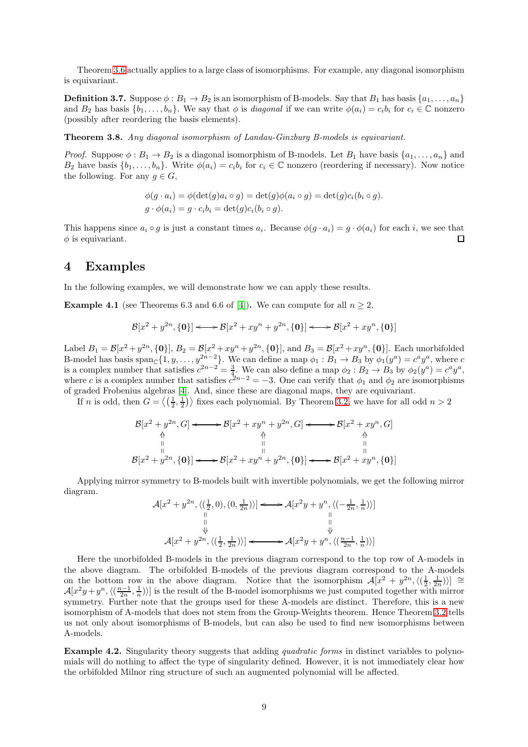Theorem 3.6 actually applies to a large class of isomorphisms. For example, any diagonal isomorphism is equivariant.

**Definition 3.7.** Suppose $\phi : B_1 \to B_2$ is an isomorphism of B-models. Say that $B_1$ has basis $\{a_1, \ldots, a_n\}$ and $B_2$ has basis $\{b_1, \ldots, b_n\}$. We say that $\phi$ is *diagonal* if we can write $\phi(a_i) = c_i b_i$ for $c_i \in \mathbb{C}$ nonzero (possibly after reordering the basis elements).

**Theorem 3.8.** *Any diagonal isomorphism of Landau-Ginzburg B-models is equivariant.*

*Proof.* Suppose $\phi : B_1 \to B_2$ is a diagonal isomorphism of B-models. Let $B_1$ have basis $\{a_1, \ldots, a_n\}$ and $B_2$ have basis $\{b_1, \ldots, b_n\}$. Write $\phi(a_i) = c_i b_i$ for $c_i \in \mathbb{C}$ nonzero (reordering if necessary). Now notice the following. For any $g \in G$,

$$\phi(g \cdot a_i) = \phi(\det(g) a_i \circ g) = \det(g)\phi(a_i \circ g) = \det(g) c_i (b_i \circ g).$$
$$g \cdot \phi(a_i) = g \cdot c_i b_i = \det(g) c_i (b_i \circ g).$$

This happens since $a_i \circ g$ is just a constant times $a_i$. Because $\phi(g \cdot a_i) = g \cdot \phi(a_i)$ for each $i$, we see that $\phi$ is equivariant. $\square$

## 4 Examples

In the following examples, we will demonstrate how we can apply these results.

**Example 4.1** (see Theorems 6.3 and 6.6 of [4])**.** We can compute for all $n \geq 2$,

$$\mathcal{B}[x^2 + y^{2n}, \{\mathbf{0}\}] \longleftrightarrow \mathcal{B}[x^2 + xy^n + y^{2n}, \{\mathbf{0}\}] \longleftrightarrow \mathcal{B}[x^2 + xy^n, \{\mathbf{0}\}]$$

Label $B_1 = \mathcal{B}[x^2 + y^{2n}, \{\mathbf{0}\}]$, $B_2 = \mathcal{B}[x^2 + xy^n + y^{2n}, \{\mathbf{0}\}]$, and $B_3 = \mathcal{B}[x^2 + xy^n, \{\mathbf{0}\}]$. Each unorbifolded B-model has basis $\text{span}_{\mathbb{C}}\{1, y, \ldots, y^{2n-2}\}$. We can define a map $\phi_1 : B_1 \to B_3$ by $\phi_1(y^a) = c^a y^a$, where $c$ is a complex number that satisfies $c^{2n-2} = \frac{3}{4}$. We can also define a map $\phi_2 : B_2 \to B_3$ by $\phi_2(y^a) = c^a y^a$, where $c$ is a complex number that satisfies $c^{2n-2} = -3$. One can verify that $\phi_1$ and $\phi_2$ are isomorphisms of graded Frobenius algebras [4]. And, since these are diagonal maps, they are equivariant.

If $n$ is odd, then $G = \langle (\frac{1}{2}, \frac{1}{2}) \rangle$ fixes each polynomial. By Theorem 3.2, we have for all odd $n > 2$

$$\begin{array}{ccccc}
\mathcal{B}[x^2 + y^{2n}, G] & \longleftrightarrow & \mathcal{B}[x^2 + xy^n + y^{2n}, G] & \longleftrightarrow & \mathcal{B}[x^2 + xy^n, G] \\
\Uparrow & & \Uparrow & & \Uparrow \\
\mathcal{B}[x^2 + y^{2n}, \{\mathbf{0}\}] & \longleftrightarrow & \mathcal{B}[x^2 + xy^n + y^{2n}, \{\mathbf{0}\}] & \longleftrightarrow & \mathcal{B}[x^2 + xy^n, \{\mathbf{0}\}]
\end{array}$$

Applying mirror symmetry to B-models built with invertible polynomials, we get the following mirror diagram.

$$\begin{array}{ccc}
\mathcal{A}[x^2 + y^{2n}, \langle (\frac{1}{2}, 0), (0, \frac{1}{2n}) \rangle] & \longleftrightarrow & \mathcal{A}[x^2 y + y^n, \langle (-\frac{1}{2n}, \frac{1}{n}) \rangle] \\
\Downarrow & & \Downarrow \\
\mathcal{A}[x^2 + y^{2n}, \langle (\frac{1}{2}, \frac{1}{2n}) \rangle] & \longleftrightarrow & \mathcal{A}[x^2 y + y^n, \langle (\frac{n-1}{2n}, \frac{1}{n}) \rangle]
\end{array}$$

Here the unorbifolded B-models in the previous diagram correspond to the top row of A-models in the above diagram. The orbifolded B-models of the previous diagram correspond to the A-models on the bottom row in the above diagram. Notice that the isomorphism $\mathcal{A}[x^2 + y^{2n}, \langle (\frac{1}{2}, \frac{1}{2n}) \rangle] \cong \mathcal{A}[x^2 y + y^n, \langle (\frac{n-1}{2n}, \frac{1}{n}) \rangle]$ is the result of the B-model isomorphisms we just computed together with mirror symmetry. Further note that the groups used for these A-models are distinct. Therefore, this is a new isomorphism of A-models that does not stem from the Group-Weights theorem. Hence Theorem 3.2 tells us not only about isomorphisms of B-models, but can also be used to find new isomorphisms between A-models.

**Example 4.2.** Singularity theory suggests that adding *quadratic forms* in distinct variables to polynomials will do nothing to affect the type of singularity defined. However, it is not immediately clear how the orbifolded Milnor ring structure of such an augmented polynomial will be affected.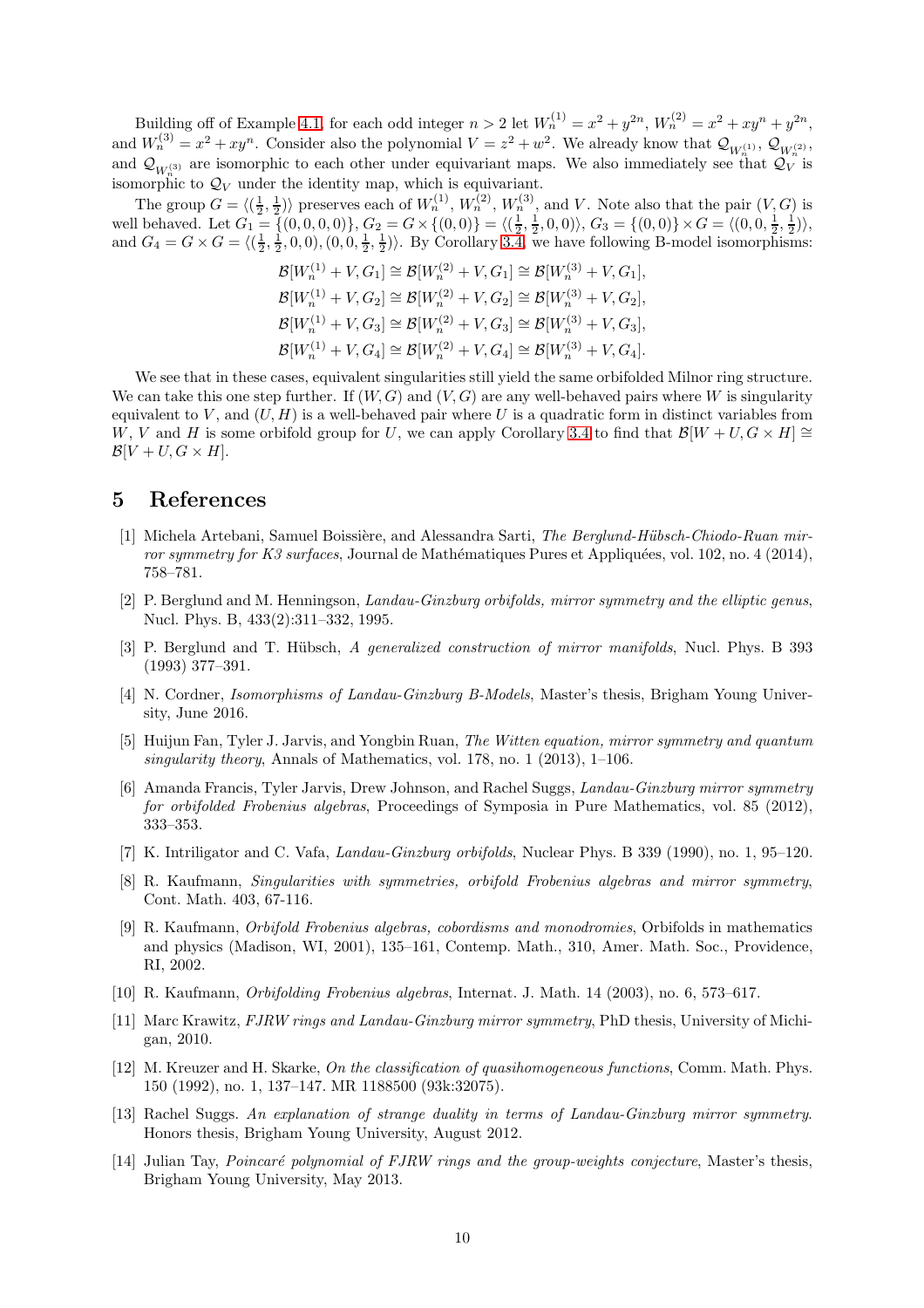Building off of Example 4.1, for each odd integer $n > 2$ let $W_n^{(1)} = x^2 + y^{2n}$, $W_n^{(2)} = x^2 + xy^n + y^{2n}$, and $W_n^{(3)} = x^2 + xy^n$. Consider also the polynomial $V = z^2 + w^2$. We already know that $\mathcal{Q}_{W_n^{(1)}}$, $\mathcal{Q}_{W_n^{(2)}}$, and $\mathcal{Q}_{W_n^{(3)}}$ are isomorphic to each other under equivariant maps. We also immediately see that $\mathcal{Q}_V$ is isomorphic to $\mathcal{Q}_V$ under the identity map, which is equivariant.

The group $G = \langle(\frac{1}{2}, \frac{1}{2})\rangle$ preserves each of $W_n^{(1)}$, $W_n^{(2)}$, $W_n^{(3)}$, and $V$. Note also that the pair $(V, G)$ is well behaved. Let $G_1 = \{(0,0,0,0)\}$, $G_2 = G \times \{(0,0)\} = \langle(\frac{1}{2}, \frac{1}{2}, 0, 0)\rangle$, $G_3 = \{(0,0)\} \times G = \langle(0, 0, \frac{1}{2}, \frac{1}{2})\rangle$, and $G_4 = G \times G = \langle(\frac{1}{2}, \frac{1}{2}, 0, 0), (0, 0, \frac{1}{2}, \frac{1}{2})\rangle$. By Corollary 3.4, we have following B-model isomorphisms:

$$\mathcal{B}[W_n^{(1)} + V, G_1] \cong \mathcal{B}[W_n^{(2)} + V, G_1] \cong \mathcal{B}[W_n^{(3)} + V, G_1],$$
$$\mathcal{B}[W_n^{(1)} + V, G_2] \cong \mathcal{B}[W_n^{(2)} + V, G_2] \cong \mathcal{B}[W_n^{(3)} + V, G_2],$$
$$\mathcal{B}[W_n^{(1)} + V, G_3] \cong \mathcal{B}[W_n^{(2)} + V, G_3] \cong \mathcal{B}[W_n^{(3)} + V, G_3],$$
$$\mathcal{B}[W_n^{(1)} + V, G_4] \cong \mathcal{B}[W_n^{(2)} + V, G_4] \cong \mathcal{B}[W_n^{(3)} + V, G_4].$$

We see that in these cases, equivalent singularities still yield the same orbifolded Milnor ring structure. We can take this one step further. If $(W, G)$ and $(V, G)$ are any well-behaved pairs where $W$ is singularity equivalent to $V$, and $(U, H)$ is a well-behaved pair where $U$ is a quadratic form in distinct variables from $W$, $V$ and $H$ is some orbifold group for $U$, we can apply Corollary 3.4 to find that $\mathcal{B}[W + U, G \times H] \cong \mathcal{B}[V + U, G \times H]$.

# 5 References

[1] Michela Artebani, Samuel Boissière, and Alessandra Sarti, *The Berglund-Hübsch-Chiodo-Ruan mirror symmetry for K3 surfaces*, Journal de Mathématiques Pures et Appliquées, vol. 102, no. 4 (2014), 758–781.

[2] P. Berglund and M. Henningson, *Landau-Ginzburg orbifolds, mirror symmetry and the elliptic genus*, Nucl. Phys. B, 433(2):311–332, 1995.

[3] P. Berglund and T. Hübsch, *A generalized construction of mirror manifolds*, Nucl. Phys. B 393 (1993) 377–391.

[4] N. Cordner, *Isomorphisms of Landau-Ginzburg B-Models*, Master's thesis, Brigham Young University, June 2016.

[5] Huijun Fan, Tyler J. Jarvis, and Yongbin Ruan, *The Witten equation, mirror symmetry and quantum singularity theory*, Annals of Mathematics, vol. 178, no. 1 (2013), 1–106.

[6] Amanda Francis, Tyler Jarvis, Drew Johnson, and Rachel Suggs, *Landau-Ginzburg mirror symmetry for orbifolded Frobenius algebras*, Proceedings of Symposia in Pure Mathematics, vol. 85 (2012), 333–353.

[7] K. Intriligator and C. Vafa, *Landau-Ginzburg orbifolds*, Nuclear Phys. B 339 (1990), no. 1, 95–120.

[8] R. Kaufmann, *Singularities with symmetries, orbifold Frobenius algebras and mirror symmetry*, Cont. Math. 403, 67-116.

[9] R. Kaufmann, *Orbifold Frobenius algebras, cobordisms and monodromies*, Orbifolds in mathematics and physics (Madison, WI, 2001), 135–161, Contemp. Math., 310, Amer. Math. Soc., Providence, RI, 2002.

[10] R. Kaufmann, *Orbifolding Frobenius algebras*, Internat. J. Math. 14 (2003), no. 6, 573–617.

[11] Marc Krawitz, *FJRW rings and Landau-Ginzburg mirror symmetry*, PhD thesis, University of Michigan, 2010.

[12] M. Kreuzer and H. Skarke, *On the classification of quasihomogeneous functions*, Comm. Math. Phys. 150 (1992), no. 1, 137–147. MR 1188500 (93k:32075).

[13] Rachel Suggs. *An explanation of strange duality in terms of Landau-Ginzburg mirror symmetry*. Honors thesis, Brigham Young University, August 2012.

[14] Julian Tay, *Poincaré polynomial of FJRW rings and the group-weights conjecture*, Master's thesis, Brigham Young University, May 2013.